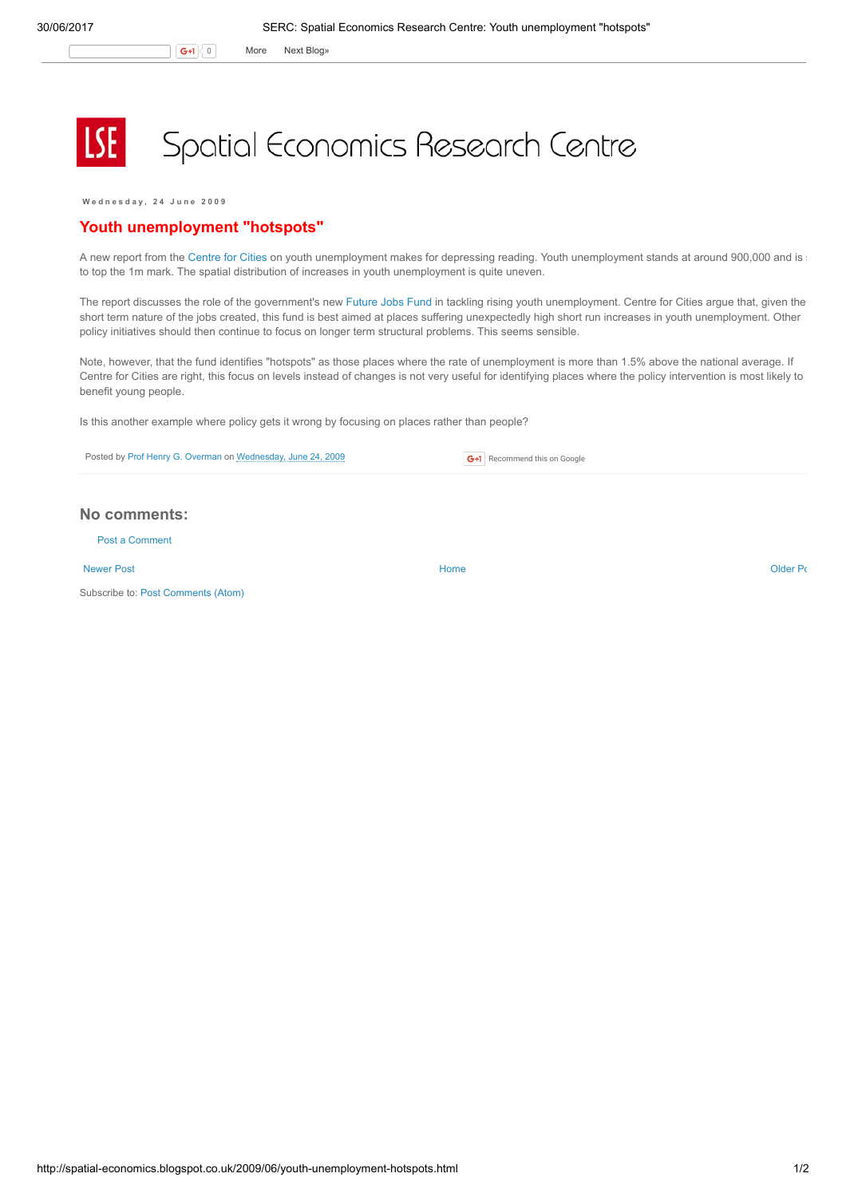# Spatial Economics Research Centre

Wednesday, 24 June 2009

## Youth unemployment "hotspots"

A new report from the Centre for Cities on youth unemployment makes for depressing reading. Youth unemployment stands at around 900,000 and is : to top the 1m mark. The spatial distribution of increases in youth unemployment is quite uneven.

The report discusses the role of the government's new Future Jobs Fund in tackling rising youth unemployment. Centre for Cities argue that, given the short term nature of the jobs created, this fund is best aimed at places suffering unexpectedly high short run increases in youth unemployment. Other policy initiatives should then continue to focus on longer term structural problems. This seems sensible.

Note, however, that the fund identifies "hotspots" as those places where the rate of unemployment is more than 1.5% above the national average. If Centre for Cities are right, this focus on levels instead of changes is not very useful for identifying places where the policy intervention is most likely to benefit young people.

Is this another example where policy gets it wrong by focusing on places rather than people?

Posted by Prof Henry G. Overman on Wednesday, June 24, 2009

Recommend this on Google

### No comments:

Post a Comment

Newer Post | Home | Older Po

Subscribe to: Post Comments (Atom)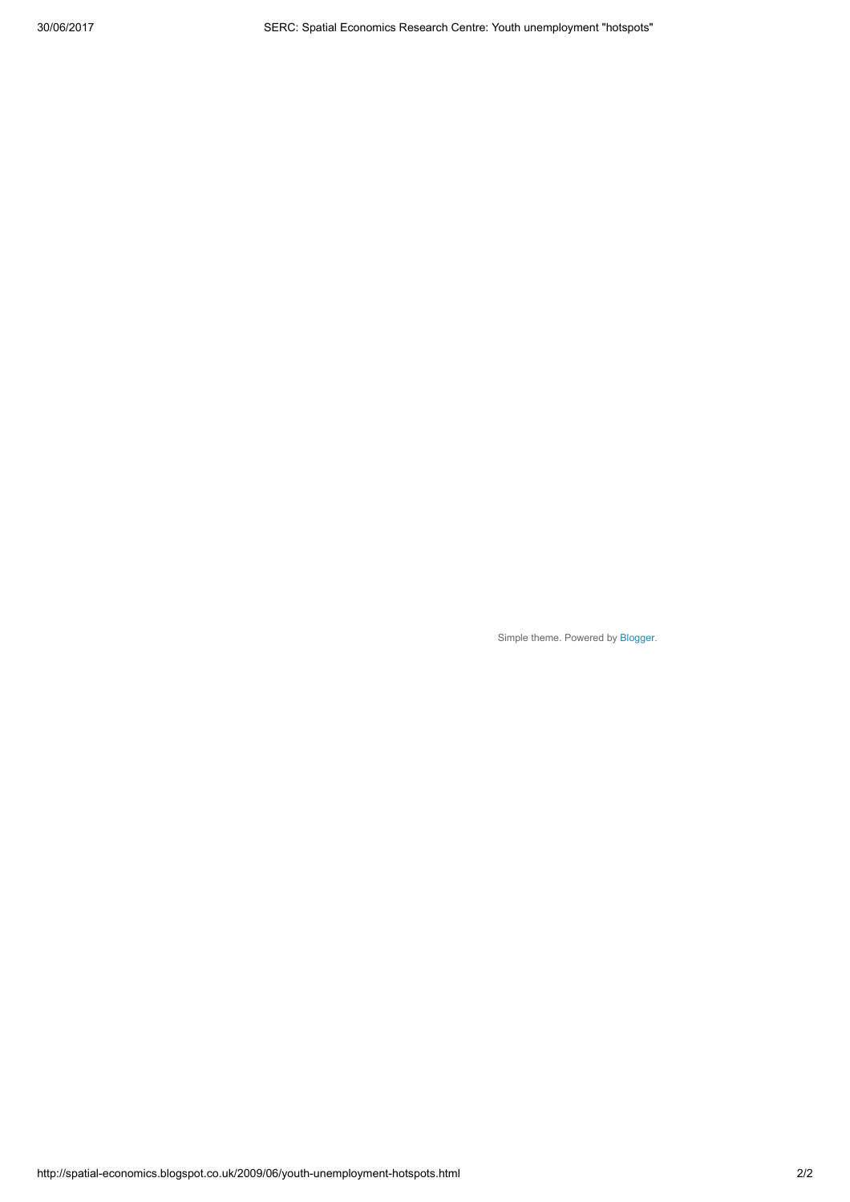Simple theme. Powered by Blogger.